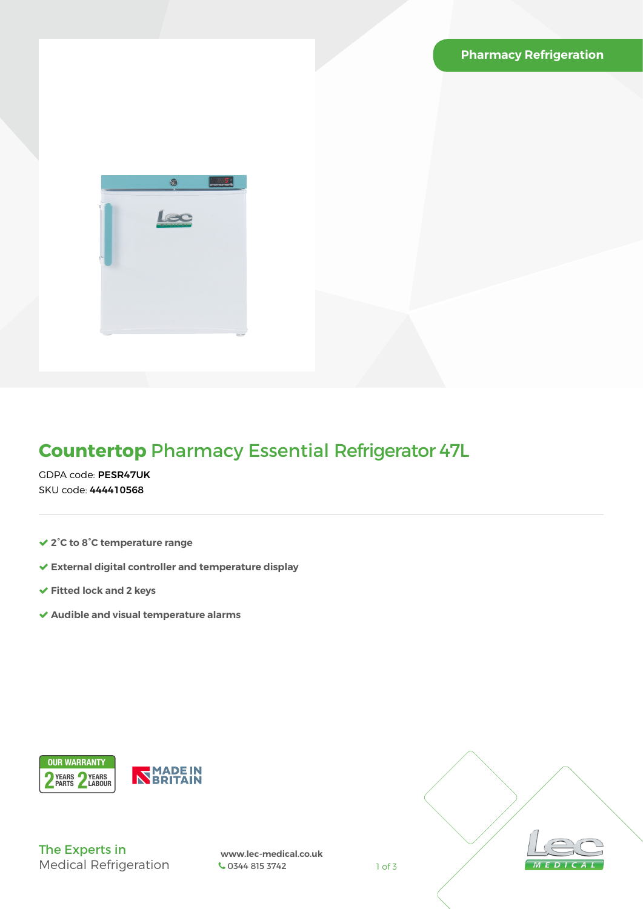Pharmacy Refrigeration

# **Countertop** Pharmacy Essential Refrigerator 47L

GDPA code: **PESR47UK**
SKU code: **444410568**

- **2˚C to 8˚C temperature range**
- **External digital controller and temperature display**
- **Fitted lock and 2 keys**
- **Audible and visual temperature alarms**

OUR WARRANTY
2 YEARS PARTS 2 YEARS LABOUR

MADE IN BRITAIN

The Experts in
Medical Refrigeration

**www.lec-medical.co.uk**
0344 815 3742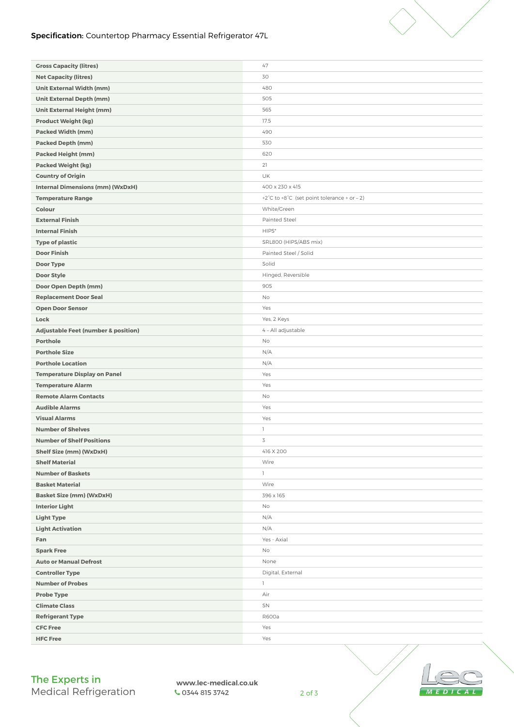**Specification:** Countertop Pharmacy Essential Refrigerator 47L

| | |
|---|---|
| **Gross Capacity (litres)** | 47 |
| **Net Capacity (litres)** | 30 |
| **Unit External Width (mm)** | 480 |
| **Unit External Depth (mm)** | 505 |
| **Unit External Height (mm)** | 565 |
| **Product Weight (kg)** | 17.5 |
| **Packed Width (mm)** | 490 |
| **Packed Depth (mm)** | 530 |
| **Packed Height (mm)** | 620 |
| **Packed Weight (kg)** | 21 |
| **Country of Origin** | UK |
| **Internal Dimensions (mm) (WxDxH)** | 400 x 230 x 415 |
| **Temperature Range** | +2°C to +8°C (set point tolerance + or – 2) |
| **Colour** | White/Green |
| **External Finish** | Painted Steel |
| **Internal Finish** | HIPS* |
| **Type of plastic** | SRL800 (HIPS/ABS mix) |
| **Door Finish** | Painted Steel / Solid |
| **Door Type** | Solid |
| **Door Style** | Hinged, Reversible |
| **Door Open Depth (mm)** | 905 |
| **Replacement Door Seal** | No |
| **Open Door Sensor** | Yes |
| **Lock** | Yes, 2 Keys |
| **Adjustable Feet (number & position)** | 4 – All adjustable |
| **Porthole** | No |
| **Porthole Size** | N/A |
| **Porthole Location** | N/A |
| **Temperature Display on Panel** | Yes |
| **Temperature Alarm** | Yes |
| **Remote Alarm Contacts** | No |
| **Audible Alarms** | Yes |
| **Visual Alarms** | Yes |
| **Number of Shelves** | 1 |
| **Number of Shelf Positions** | 3 |
| **Shelf Size (mm) (WxDxH)** | 416 X 200 |
| **Shelf Material** | Wire |
| **Number of Baskets** | 1 |
| **Basket Material** | Wire |
| **Basket Size (mm) (WxDxH)** | 396 x 165 |
| **Interior Light** | No |
| **Light Type** | N/A |
| **Light Activation** | N/A |
| **Fan** | Yes - Axial |
| **Spark Free** | No |
| **Auto or Manual Defrost** | None |
| **Controller Type** | Digital, External |
| **Number of Probes** | 1 |
| **Probe Type** | Air |
| **Climate Class** | SN |
| **Refrigerant Type** | R600a |
| **CFC Free** | Yes |
| **HFC Free** | Yes |

The Experts in Medical Refrigeration

www.lec-medical.co.uk
0344 815 3742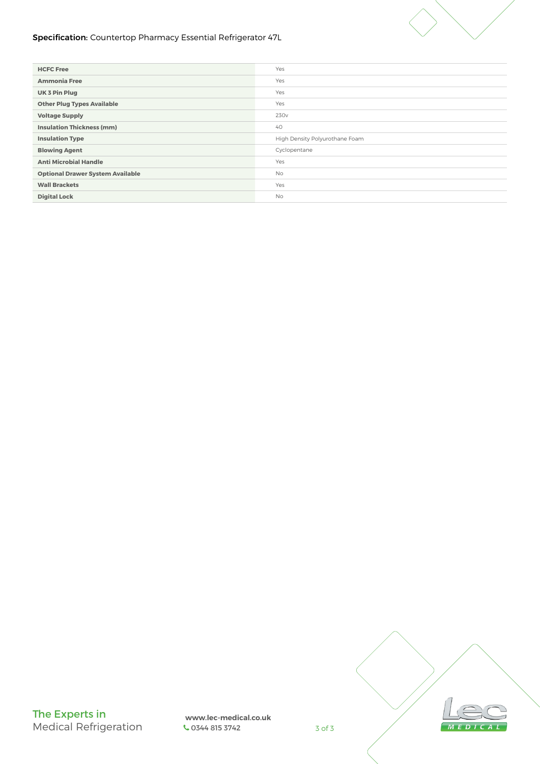**Specification:** Countertop Pharmacy Essential Refrigerator 47L

| | |
|---|---|
| **HCFC Free** | Yes |
| **Ammonia Free** | Yes |
| **UK 3 Pin Plug** | Yes |
| **Other Plug Types Available** | Yes |
| **Voltage Supply** | 230v |
| **Insulation Thickness (mm)** | 40 |
| **Insulation Type** | High Density Polyurothane Foam |
| **Blowing Agent** | Cyclopentane |
| **Anti Microbial Handle** | Yes |
| **Optional Drawer System Available** | No |
| **Wall Brackets** | Yes |
| **Digital Lock** | No |

The Experts in
Medical Refrigeration

**www.lec-medical.co.uk**
0344 815 3742